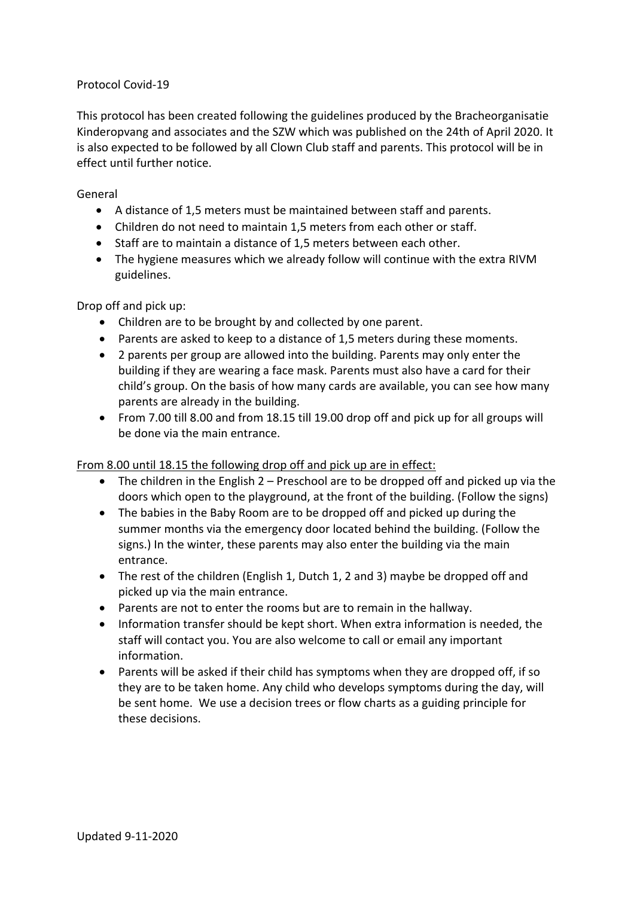# Protocol Covid-19

This protocol has been created following the guidelines produced by the Bracheorganisatie Kinderopvang and associates and the SZW which was published on the 24th of April 2020. It is also expected to be followed by all Clown Club staff and parents. This protocol will be in effect until further notice.

## General

- A distance of 1,5 meters must be maintained between staff and parents.
- Children do not need to maintain 1,5 meters from each other or staff.
- Staff are to maintain a distance of 1,5 meters between each other.
- The hygiene measures which we already follow will continue with the extra RIVM guidelines.

## Drop off and pick up:

- Children are to be brought by and collected by one parent.
- Parents are asked to keep to a distance of 1,5 meters during these moments.
- 2 parents per group are allowed into the building. Parents may only enter the building if they are wearing a face mask. Parents must also have a card for their child's group. On the basis of how many cards are available, you can see how many parents are already in the building.
- From 7.00 till 8.00 and from 18.15 till 19.00 drop off and pick up for all groups will be done via the main entrance.

<u>From 8.00 until 18.15 the following drop off and pick up are in effect:</u>

- The children in the English 2 – Preschool are to be dropped off and picked up via the doors which open to the playground, at the front of the building. (Follow the signs)
- The babies in the Baby Room are to be dropped off and picked up during the summer months via the emergency door located behind the building. (Follow the signs.) In the winter, these parents may also enter the building via the main entrance.
- The rest of the children (English 1, Dutch 1, 2 and 3) maybe be dropped off and picked up via the main entrance.
- Parents are not to enter the rooms but are to remain in the hallway.
- Information transfer should be kept short. When extra information is needed, the staff will contact you. You are also welcome to call or email any important information.
- Parents will be asked if their child has symptoms when they are dropped off, if so they are to be taken home. Any child who develops symptoms during the day, will be sent home. We use a decision trees or flow charts as a guiding principle for these decisions.

Updated 9-11-2020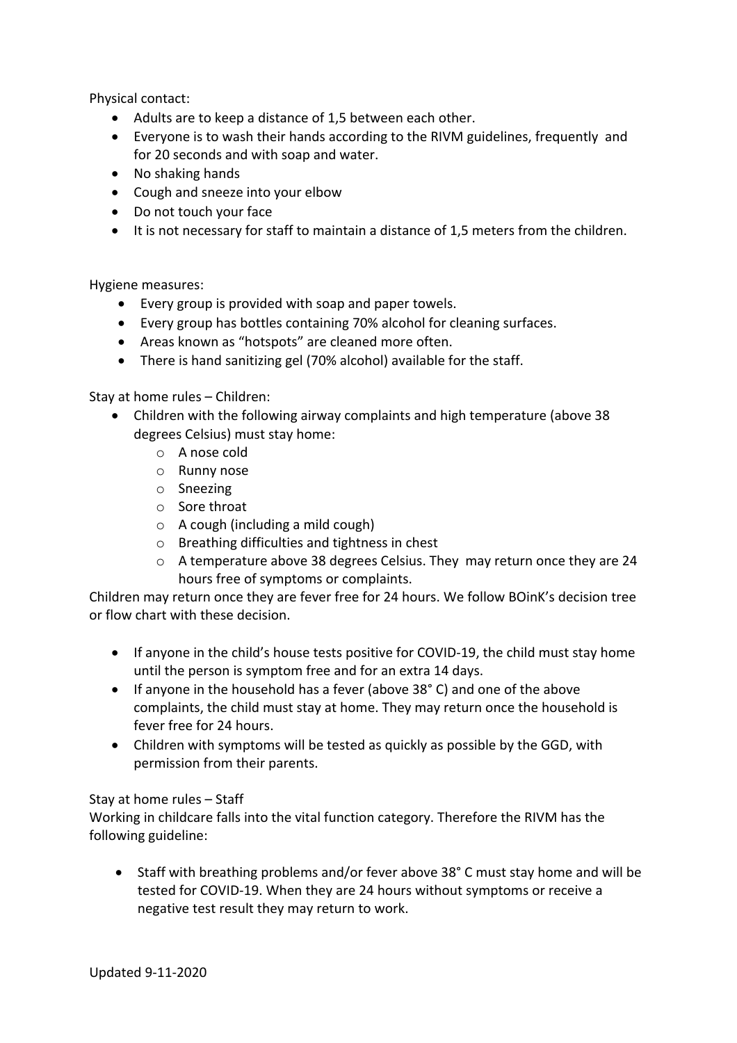Physical contact:

- Adults are to keep a distance of 1,5 between each other.
- Everyone is to wash their hands according to the RIVM guidelines, frequently and for 20 seconds and with soap and water.
- No shaking hands
- Cough and sneeze into your elbow
- Do not touch your face
- It is not necessary for staff to maintain a distance of 1,5 meters from the children.

Hygiene measures:

- Every group is provided with soap and paper towels.
- Every group has bottles containing 70% alcohol for cleaning surfaces.
- Areas known as "hotspots" are cleaned more often.
- There is hand sanitizing gel (70% alcohol) available for the staff.

Stay at home rules – Children:

- Children with the following airway complaints and high temperature (above 38 degrees Celsius) must stay home:
  - A nose cold
  - Runny nose
  - Sneezing
  - Sore throat
  - A cough (including a mild cough)
  - Breathing difficulties and tightness in chest
  - A temperature above 38 degrees Celsius. They may return once they are 24 hours free of symptoms or complaints.

Children may return once they are fever free for 24 hours. We follow BOinK's decision tree or flow chart with these decision.

- If anyone in the child's house tests positive for COVID-19, the child must stay home until the person is symptom free and for an extra 14 days.
- If anyone in the household has a fever (above 38° C) and one of the above complaints, the child must stay at home. They may return once the household is fever free for 24 hours.
- Children with symptoms will be tested as quickly as possible by the GGD, with permission from their parents.

Stay at home rules – Staff

Working in childcare falls into the vital function category. Therefore the RIVM has the following guideline:

- Staff with breathing problems and/or fever above 38° C must stay home and will be tested for COVID-19. When they are 24 hours without symptoms or receive a negative test result they may return to work.

Updated 9-11-2020